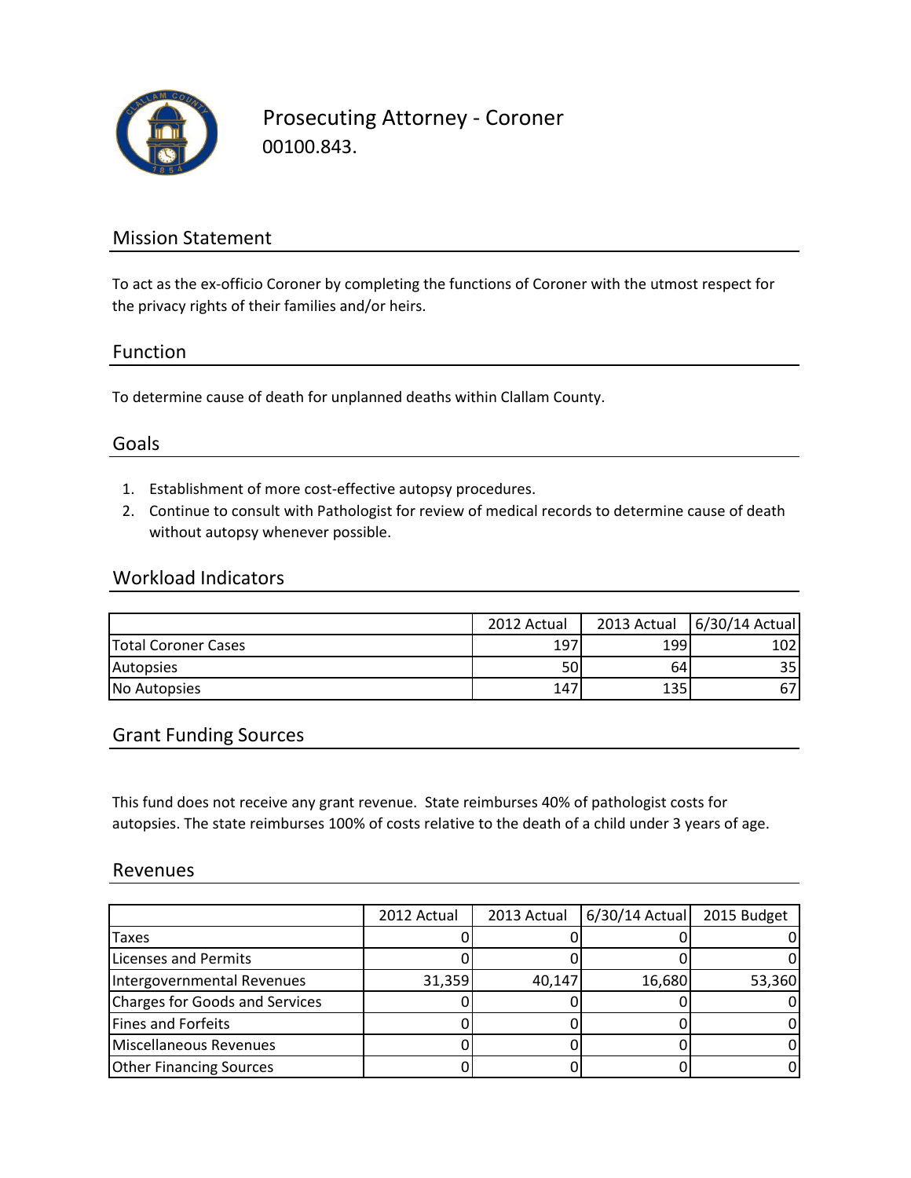# Prosecuting Attorney - Coroner

00100.843.

## Mission Statement

To act as the ex-officio Coroner by completing the functions of Coroner with the utmost respect for the privacy rights of their families and/or heirs.

## Function

To determine cause of death for unplanned deaths within Clallam County.

## Goals

1. Establishment of more cost-effective autopsy procedures.
2. Continue to consult with Pathologist for review of medical records to determine cause of death without autopsy whenever possible.

## Workload Indicators

| | 2012 Actual | 2013 Actual | 6/30/14 Actual |
|---|---|---|---|
| Total Coroner Cases | 197 | 199 | 102 |
| Autopsies | 50 | 64 | 35 |
| No Autopsies | 147 | 135 | 67 |

## Grant Funding Sources

This fund does not receive any grant revenue. State reimburses 40% of pathologist costs for autopsies. The state reimburses 100% of costs relative to the death of a child under 3 years of age.

## Revenues

| | 2012 Actual | 2013 Actual | 6/30/14 Actual | 2015 Budget |
|---|---|---|---|---|
| Taxes | 0 | 0 | 0 | 0 |
| Licenses and Permits | 0 | 0 | 0 | 0 |
| Intergovernmental Revenues | 31,359 | 40,147 | 16,680 | 53,360 |
| Charges for Goods and Services | 0 | 0 | 0 | 0 |
| Fines and Forfeits | 0 | 0 | 0 | 0 |
| Miscellaneous Revenues | 0 | 0 | 0 | 0 |
| Other Financing Sources | 0 | 0 | 0 | 0 |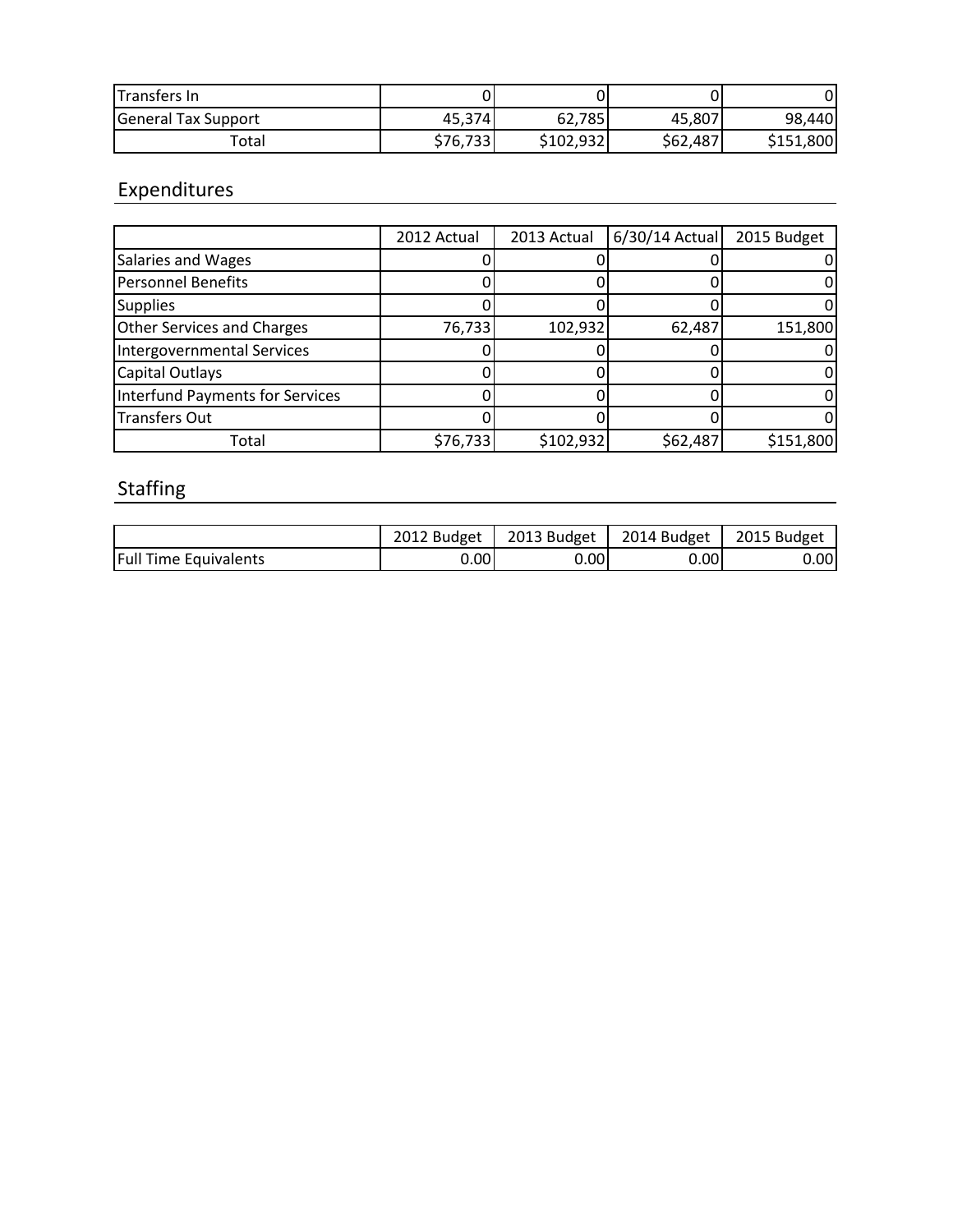| | | | | |
|---|---|---|---|---|
| Transfers In | 0 | 0 | 0 | 0 |
| General Tax Support | 45,374 | 62,785 | 45,807 | 98,440 |
| Total | $76,733 | $102,932 | $62,487 | $151,800 |

## Expenditures

| | 2012 Actual | 2013 Actual | 6/30/14 Actual | 2015 Budget |
|---|---|---|---|---|
| Salaries and Wages | 0 | 0 | 0 | 0 |
| Personnel Benefits | 0 | 0 | 0 | 0 |
| Supplies | 0 | 0 | 0 | 0 |
| Other Services and Charges | 76,733 | 102,932 | 62,487 | 151,800 |
| Intergovernmental Services | 0 | 0 | 0 | 0 |
| Capital Outlays | 0 | 0 | 0 | 0 |
| Interfund Payments for Services | 0 | 0 | 0 | 0 |
| Transfers Out | 0 | 0 | 0 | 0 |
| Total | $76,733 | $102,932 | $62,487 | $151,800 |

## Staffing

| | 2012 Budget | 2013 Budget | 2014 Budget | 2015 Budget |
|---|---|---|---|---|
| Full Time Equivalents | 0.00 | 0.00 | 0.00 | 0.00 |